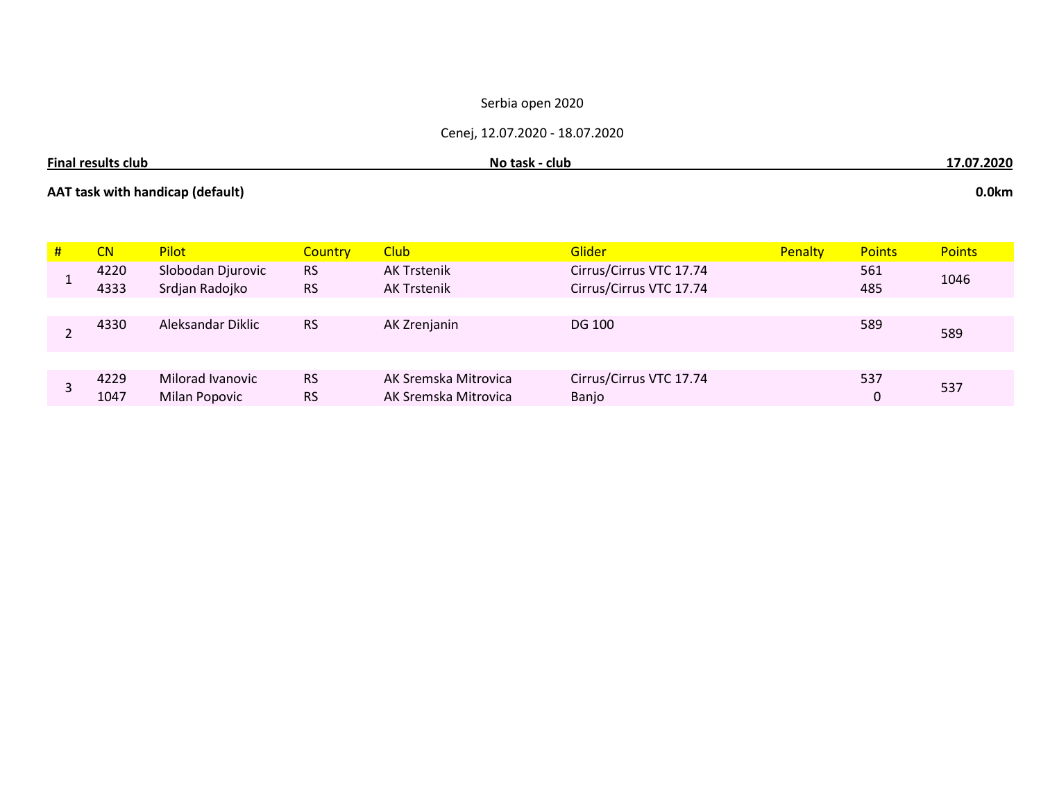Serbia open 2020

Cenej, 12.07.2020 - 18.07.2020

**Final results club** | **No task - club** | **17.07.2020**

**AAT task with handicap (default)** | **0.0km**

| # | CN | Pilot | Country | Club | Glider | Penalty | Points | Points |
|---|---|---|---|---|---|---|---|---|
| 1 | 4220 | Slobodan Djurovic | RS | AK Trstenik | Cirrus/Cirrus VTC 17.74 | | 561 | 1046 |
| | 4333 | Srdjan Radojko | RS | AK Trstenik | Cirrus/Cirrus VTC 17.74 | | 485 | |
| 2 | 4330 | Aleksandar Diklic | RS | AK Zrenjanin | DG 100 | | 589 | 589 |
| 3 | 4229 | Milorad Ivanovic | RS | AK Sremska Mitrovica | Cirrus/Cirrus VTC 17.74 | | 537 | 537 |
| | 1047 | Milan Popovic | RS | AK Sremska Mitrovica | Banjo | | 0 | |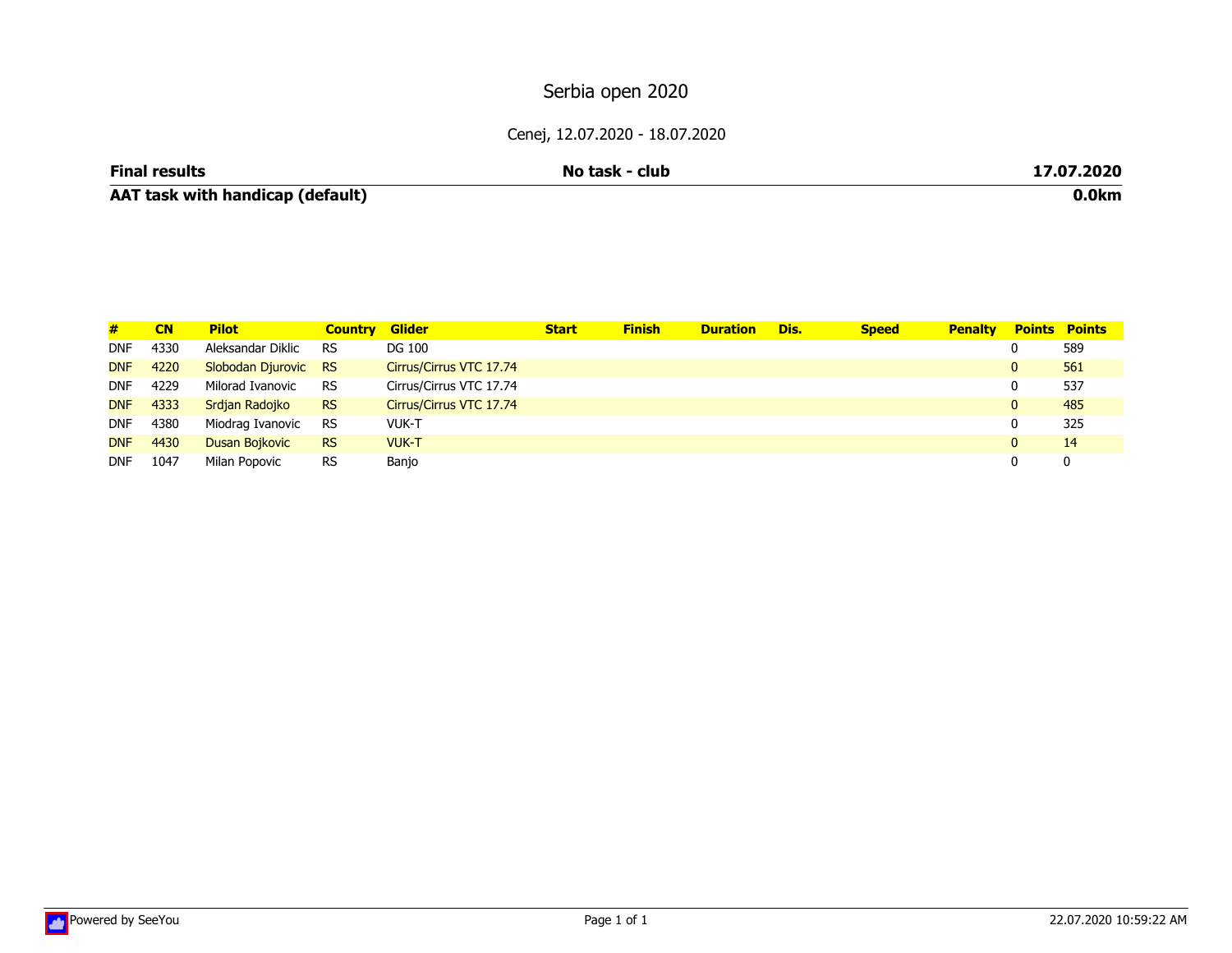# Serbia open 2020

Cenej, 12.07.2020 - 18.07.2020

**Final results** | **No task - club** | **17.07.2020**

**AAT task with handicap (default)** | **0.0km**

| # | CN | Pilot | Country | Glider | Start | Finish | Duration | Dis. | Speed | Penalty | Points | Points |
|---|---|---|---|---|---|---|---|---|---|---|---|---|
| DNF | 4330 | Aleksandar Diklic | RS | DG 100 | | | | | | | 0 | 589 |
| DNF | 4220 | Slobodan Djurovic | RS | Cirrus/Cirrus VTC 17.74 | | | | | | | 0 | 561 |
| DNF | 4229 | Milorad Ivanovic | RS | Cirrus/Cirrus VTC 17.74 | | | | | | | 0 | 537 |
| DNF | 4333 | Srdjan Radojko | RS | Cirrus/Cirrus VTC 17.74 | | | | | | | 0 | 485 |
| DNF | 4380 | Miodrag Ivanovic | RS | VUK-T | | | | | | | 0 | 325 |
| DNF | 4430 | Dusan Bojkovic | RS | VUK-T | | | | | | | 0 | 14 |
| DNF | 1047 | Milan Popovic | RS | Banjo | | | | | | | 0 | 0 |

Powered by SeeYou

22.07.2020 10:59:22 AM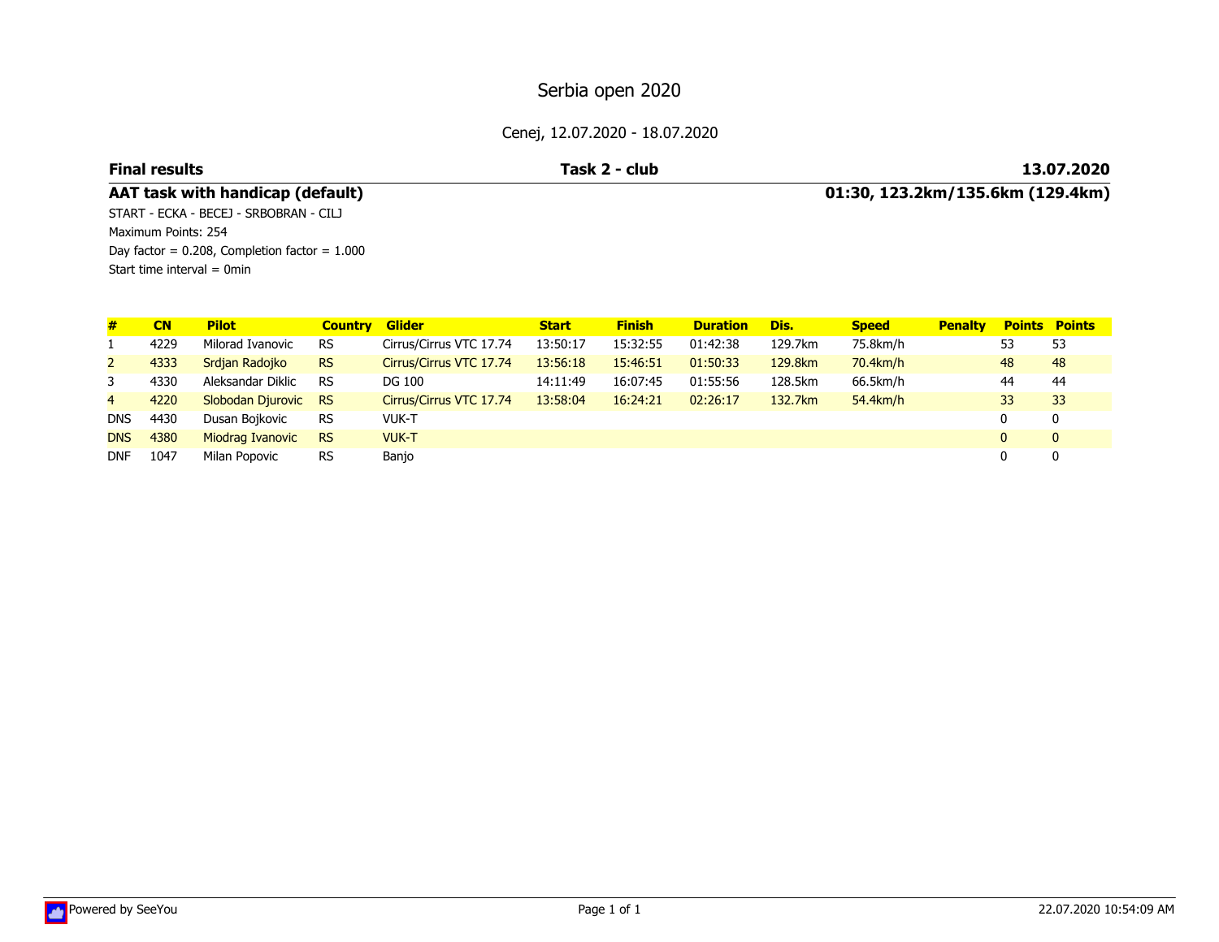# Serbia open 2020

Cenej, 12.07.2020 - 18.07.2020

**Final results** | **Task 2 - club** | **13.07.2020**

**AAT task with handicap (default)** | **01:30, 123.2km/135.6km (129.4km)**

START - ECKA - BECEJ - SRBOBRAN - CILJ

Maximum Points: 254

Day factor = 0.208, Completion factor = 1.000

Start time interval = 0min

| # | CN | Pilot | Country | Glider | Start | Finish | Duration | Dis. | Speed | Penalty | Points | Points |
|---|---|---|---|---|---|---|---|---|---|---|---|---|
| 1 | 4229 | Milorad Ivanovic | RS | Cirrus/Cirrus VTC 17.74 | 13:50:17 | 15:32:55 | 01:42:38 | 129.7km | 75.8km/h | | 53 | 53 |
| 2 | 4333 | Srdjan Radojko | RS | Cirrus/Cirrus VTC 17.74 | 13:56:18 | 15:46:51 | 01:50:33 | 129.8km | 70.4km/h | | 48 | 48 |
| 3 | 4330 | Aleksandar Diklic | RS | DG 100 | 14:11:49 | 16:07:45 | 01:55:56 | 128.5km | 66.5km/h | | 44 | 44 |
| 4 | 4220 | Slobodan Djurovic | RS | Cirrus/Cirrus VTC 17.74 | 13:58:04 | 16:24:21 | 02:26:17 | 132.7km | 54.4km/h | | 33 | 33 |
| DNS | 4430 | Dusan Bojkovic | RS | VUK-T | | | | | | | 0 | 0 |
| DNS | 4380 | Miodrag Ivanovic | RS | VUK-T | | | | | | | 0 | 0 |
| DNF | 1047 | Milan Popovic | RS | Banjo | | | | | | | 0 | 0 |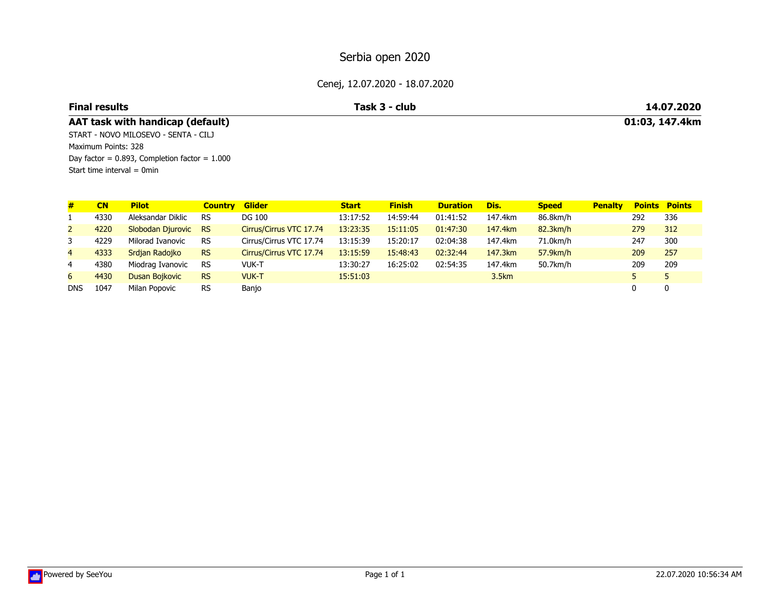# Serbia open 2020

Cenej, 12.07.2020 - 18.07.2020

**Final results** | **Task 3 - club** | **14.07.2020**

**AAT task with handicap (default)** | **01:03, 147.4km**

START - NOVO MILOSEVO - SENTA - CILJ

Maximum Points: 328

Day factor = 0.893, Completion factor = 1.000

Start time interval = 0min

| # | CN | Pilot | Country | Glider | Start | Finish | Duration | Dis. | Speed | Penalty | Points | Points |
|---|---|---|---|---|---|---|---|---|---|---|---|---|
| 1 | 4330 | Aleksandar Diklic | RS | DG 100 | 13:17:52 | 14:59:44 | 01:41:52 | 147.4km | 86.8km/h | | 292 | 336 |
| 2 | 4220 | Slobodan Djurovic | RS | Cirrus/Cirrus VTC 17.74 | 13:23:35 | 15:11:05 | 01:47:30 | 147.4km | 82.3km/h | | 279 | 312 |
| 3 | 4229 | Milorad Ivanovic | RS | Cirrus/Cirrus VTC 17.74 | 13:15:39 | 15:20:17 | 02:04:38 | 147.4km | 71.0km/h | | 247 | 300 |
| 4 | 4333 | Srdjan Radojko | RS | Cirrus/Cirrus VTC 17.74 | 13:15:59 | 15:48:43 | 02:32:44 | 147.3km | 57.9km/h | | 209 | 257 |
| 4 | 4380 | Miodrag Ivanovic | RS | VUK-T | 13:30:27 | 16:25:02 | 02:54:35 | 147.4km | 50.7km/h | | 209 | 209 |
| 6 | 4430 | Dusan Bojkovic | RS | VUK-T | 15:51:03 | | | 3.5km | | | 5 | 5 |
| DNS | 1047 | Milan Popovic | RS | Banjo | | | | | | | 0 | 0 |

Powered by SeeYou | 22.07.2020 10:56:34 AM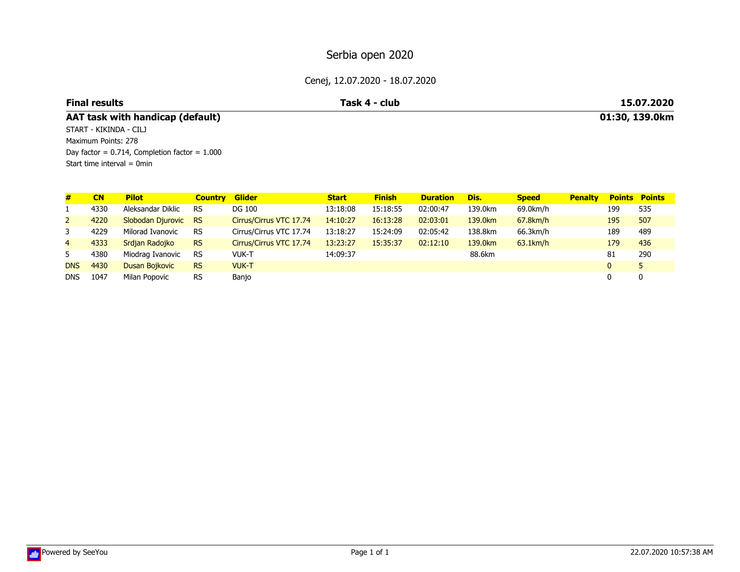# Serbia open 2020

Cenej, 12.07.2020 - 18.07.2020

**Final results** | **Task 4 - club** | **15.07.2020**

**AAT task with handicap (default)** | **01:30, 139.0km**

START - KIKINDA - CILJ

Maximum Points: 278

Day factor = 0.714, Completion factor = 1.000

Start time interval = 0min

| # | CN | Pilot | Country | Glider | Start | Finish | Duration | Dis. | Speed | Penalty | Points | Points |
|---|---|---|---|---|---|---|---|---|---|---|---|---|
| 1 | 4330 | Aleksandar Diklic | RS | DG 100 | 13:18:08 | 15:18:55 | 02:00:47 | 139.0km | 69.0km/h | | 199 | 535 |
| 2 | 4220 | Slobodan Djurovic | RS | Cirrus/Cirrus VTC 17.74 | 14:10:27 | 16:13:28 | 02:03:01 | 139.0km | 67.8km/h | | 195 | 507 |
| 3 | 4229 | Milorad Ivanovic | RS | Cirrus/Cirrus VTC 17.74 | 13:18:27 | 15:24:09 | 02:05:42 | 138.8km | 66.3km/h | | 189 | 489 |
| 4 | 4333 | Srdjan Radojko | RS | Cirrus/Cirrus VTC 17.74 | 13:23:27 | 15:35:37 | 02:12:10 | 139.0km | 63.1km/h | | 179 | 436 |
| 5 | 4380 | Miodrag Ivanovic | RS | VUK-T | 14:09:37 | | | 88.6km | | | 81 | 290 |
| DNS | 4430 | Dusan Bojkovic | RS | VUK-T | | | | | | | 0 | 5 |
| DNS | 1047 | Milan Popovic | RS | Banjo | | | | | | | 0 | 0 |

Powered by SeeYou

22.07.2020 10:57:38 AM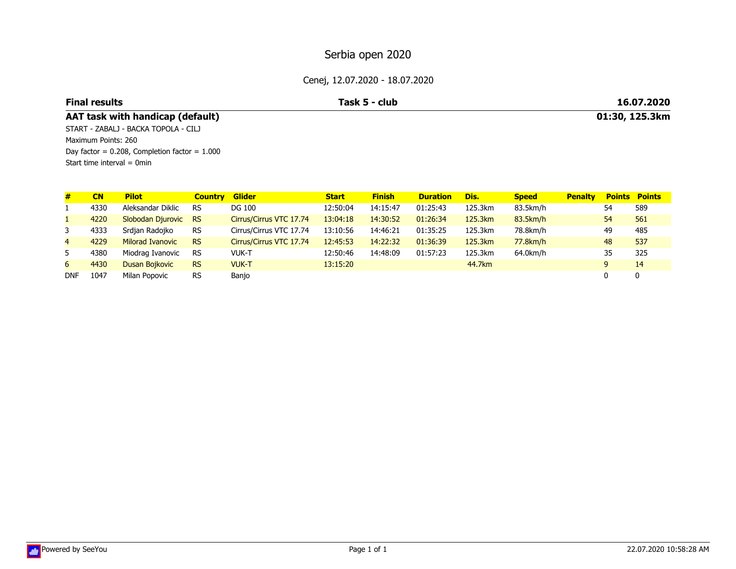# Serbia open 2020

Cenej, 12.07.2020 - 18.07.2020

**Final results** | **Task 5 - club** | **16.07.2020**

**AAT task with handicap (default)** | **01:30, 125.3km**

START - ZABALJ - BACKA TOPOLA - CILJ

Maximum Points: 260

Day factor = 0.208, Completion factor = 1.000

Start time interval = 0min

| # | CN | Pilot | Country | Glider | Start | Finish | Duration | Dis. | Speed | Penalty | Points | Points |
|---|---|---|---|---|---|---|---|---|---|---|---|---|
| 1 | 4330 | Aleksandar Diklic | RS | DG 100 | 12:50:04 | 14:15:47 | 01:25:43 | 125.3km | 83.5km/h | | 54 | 589 |
| 1 | 4220 | Slobodan Djurovic | RS | Cirrus/Cirrus VTC 17.74 | 13:04:18 | 14:30:52 | 01:26:34 | 125.3km | 83.5km/h | | 54 | 561 |
| 3 | 4333 | Srdjan Radojko | RS | Cirrus/Cirrus VTC 17.74 | 13:10:56 | 14:46:21 | 01:35:25 | 125.3km | 78.8km/h | | 49 | 485 |
| 4 | 4229 | Milorad Ivanovic | RS | Cirrus/Cirrus VTC 17.74 | 12:45:53 | 14:22:32 | 01:36:39 | 125.3km | 77.8km/h | | 48 | 537 |
| 5 | 4380 | Miodrag Ivanovic | RS | VUK-T | 12:50:46 | 14:48:09 | 01:57:23 | 125.3km | 64.0km/h | | 35 | 325 |
| 6 | 4430 | Dusan Bojkovic | RS | VUK-T | 13:15:20 | | | 44.7km | | | 9 | 14 |
| DNF | 1047 | Milan Popovic | RS | Banjo | | | | | | | 0 | 0 |

Powered by SeeYou | 22.07.2020 10:58:28 AM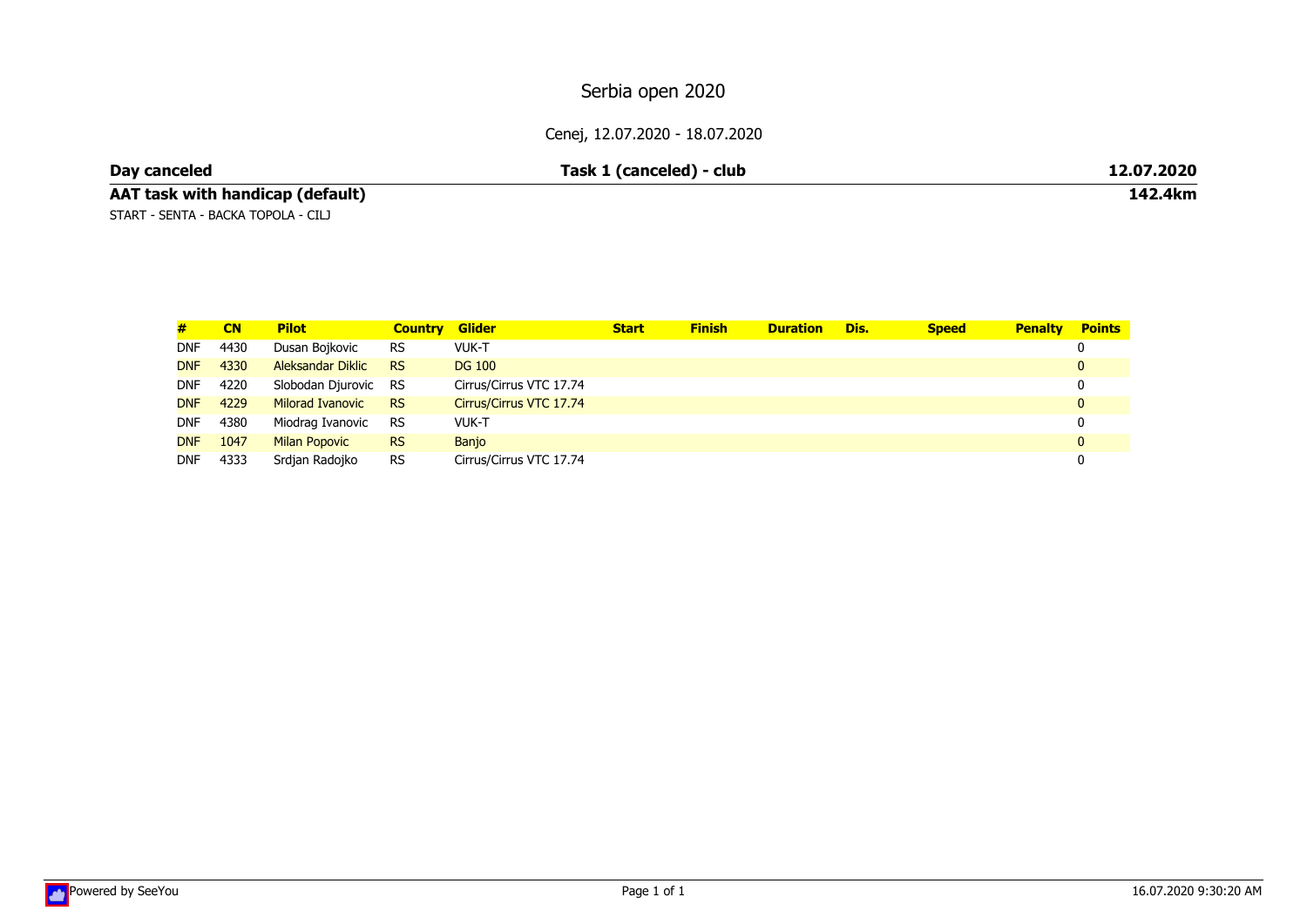# Serbia open 2020

Cenej, 12.07.2020 - 18.07.2020

**Day canceled** | **Task 1 (canceled) - club** | **12.07.2020**

**AAT task with handicap (default)** | **142.4km**

START - SENTA - BACKA TOPOLA - CILJ

| # | CN | Pilot | Country | Glider | Start | Finish | Duration | Dis. | Speed | Penalty | Points |
|---|---|---|---|---|---|---|---|---|---|---|---|
| DNF | 4430 | Dusan Bojkovic | RS | VUK-T | | | | | | | 0 |
| DNF | 4330 | Aleksandar Diklic | RS | DG 100 | | | | | | | 0 |
| DNF | 4220 | Slobodan Djurovic | RS | Cirrus/Cirrus VTC 17.74 | | | | | | | 0 |
| DNF | 4229 | Milorad Ivanovic | RS | Cirrus/Cirrus VTC 17.74 | | | | | | | 0 |
| DNF | 4380 | Miodrag Ivanovic | RS | VUK-T | | | | | | | 0 |
| DNF | 1047 | Milan Popovic | RS | Banjo | | | | | | | 0 |
| DNF | 4333 | Srdjan Radojko | RS | Cirrus/Cirrus VTC 17.74 | | | | | | | 0 |

Powered by SeeYou

16.07.2020 9:30:20 AM